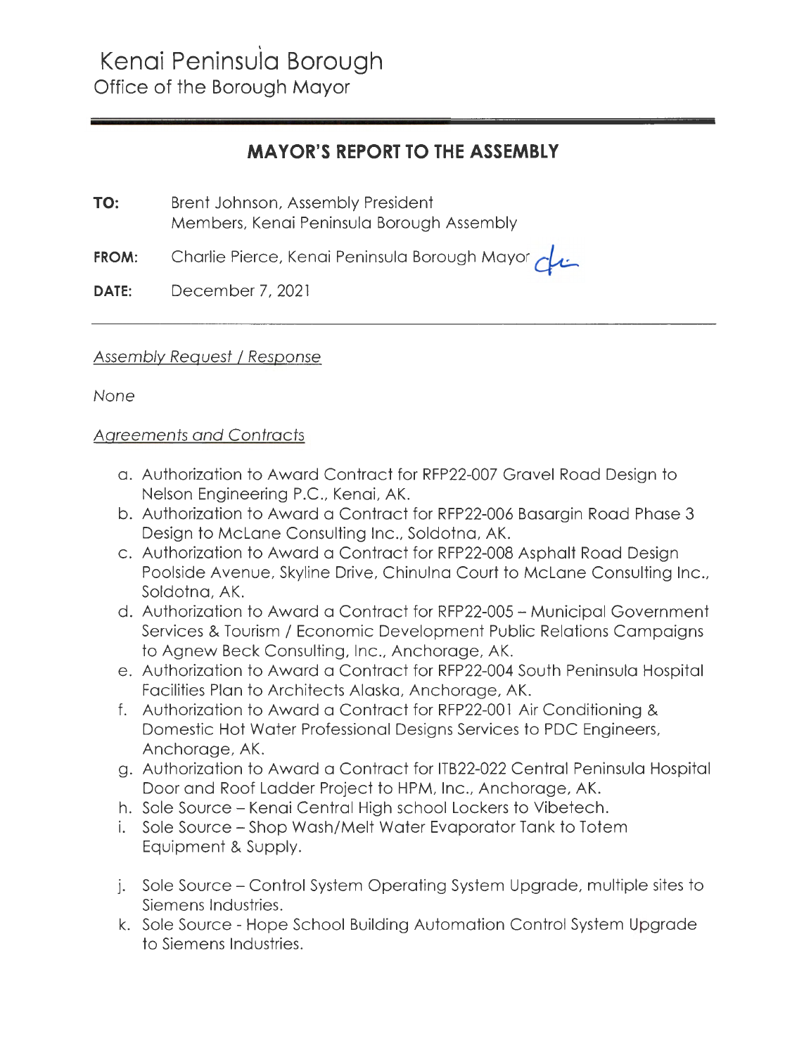# Kenai Peninsula Borough

Office of the Borough Mayor

## MAYOR'S REPORT TO THE ASSEMBLY

**TO:** Brent Johnson, Assembly President
Members, Kenai Peninsula Borough Assembly

**FROM:** Charlie Pierce, Kenai Peninsula Borough Mayor

**DATE:** December 7, 2021

---

*Assembly Request / Response*

*None*

*Agreements and Contracts*

a. Authorization to Award Contract for RFP22-007 Gravel Road Design to Nelson Engineering P.C., Kenai, AK.
b. Authorization to Award a Contract for RFP22-006 Basargin Road Phase 3 Design to McLane Consulting Inc., Soldotna, AK.
c. Authorization to Award a Contract for RFP22-008 Asphalt Road Design Poolside Avenue, Skyline Drive, Chinulna Court to McLane Consulting Inc., Soldotna, AK.
d. Authorization to Award a Contract for RFP22-005 – Municipal Government Services & Tourism / Economic Development Public Relations Campaigns to Agnew Beck Consulting, Inc., Anchorage, AK.
e. Authorization to Award a Contract for RFP22-004 South Peninsula Hospital Facilities Plan to Architects Alaska, Anchorage, AK.
f. Authorization to Award a Contract for RFP22-001 Air Conditioning & Domestic Hot Water Professional Designs Services to PDC Engineers, Anchorage, AK.
g. Authorization to Award a Contract for ITB22-022 Central Peninsula Hospital Door and Roof Ladder Project to HPM, Inc., Anchorage, AK.
h. Sole Source – Kenai Central High school Lockers to Vibetech.
i. Sole Source – Shop Wash/Melt Water Evaporator Tank to Totem Equipment & Supply.
j. Sole Source – Control System Operating System Upgrade, multiple sites to Siemens Industries.
k. Sole Source - Hope School Building Automation Control System Upgrade to Siemens Industries.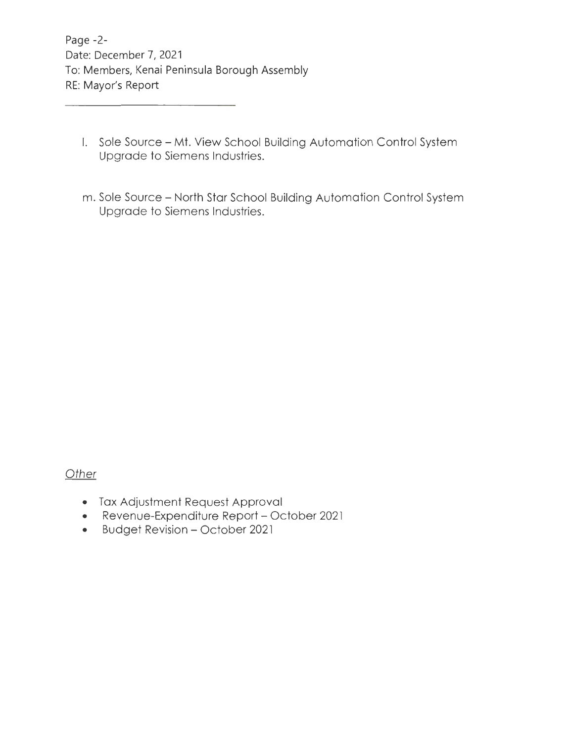Page -2-
Date: December 7, 2021
To: Members, Kenai Peninsula Borough Assembly
RE: Mayor's Report

l. Sole Source – Mt. View School Building Automation Control System Upgrade to Siemens Industries.

m. Sole Source – North Star School Building Automation Control System Upgrade to Siemens Industries.

*Other*

- Tax Adjustment Request Approval
- Revenue-Expenditure Report – October 2021
- Budget Revision – October 2021